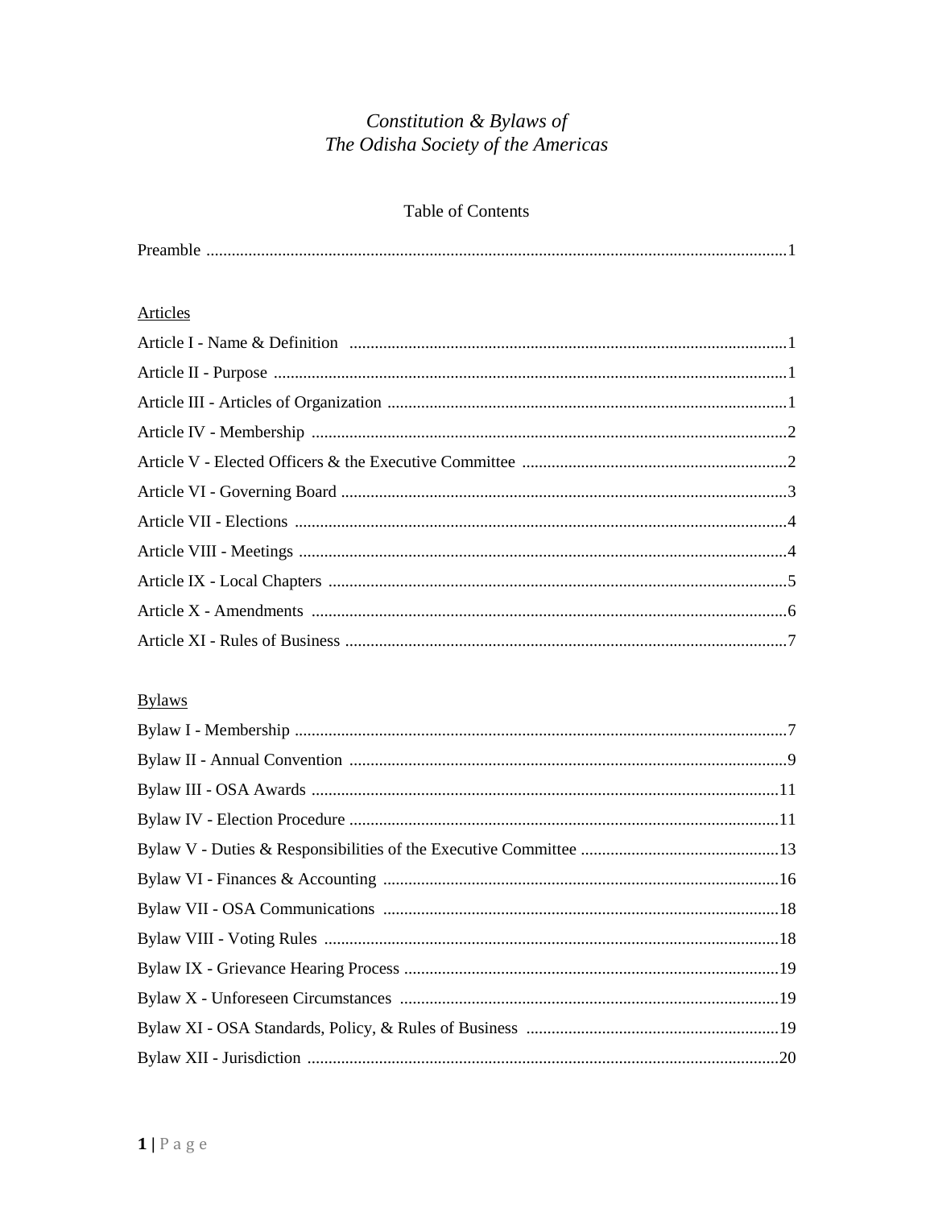# *Constitution & Bylaws of*
# *The Odisha Society of the Americas*

## Table of Contents

Preamble ........................................................................................................................................1

### Articles

Article I - Name & Definition .......................................................................................................1

Article II - Purpose .........................................................................................................................1

Article III - Articles of Organization ..............................................................................................1

Article IV - Membership ................................................................................................................2

Article V - Elected Officers & the Executive Committee ..............................................................2

Article VI - Governing Board .........................................................................................................3

Article VII - Elections .....................................................................................................................4

Article VIII - Meetings ...................................................................................................................4

Article IX - Local Chapters ............................................................................................................5

Article X - Amendments ................................................................................................................6

Article XI - Rules of Business ........................................................................................................7

### Bylaws

Bylaw I - Membership ....................................................................................................................7

Bylaw II - Annual Convention .......................................................................................................9

Bylaw III - OSA Awards ...............................................................................................................11

Bylaw IV - Election Procedure .....................................................................................................11

Bylaw V - Duties & Responsibilities of the Executive Committee ...............................................13

Bylaw VI - Finances & Accounting .............................................................................................16

Bylaw VII - OSA Communications .............................................................................................18

Bylaw VIII - Voting Rules ...........................................................................................................18

Bylaw IX - Grievance Hearing Process ........................................................................................19

Bylaw X - Unforeseen Circumstances .........................................................................................19

Bylaw XI - OSA Standards, Policy, & Rules of Business ............................................................19

Bylaw XII - Jurisdiction ...............................................................................................................20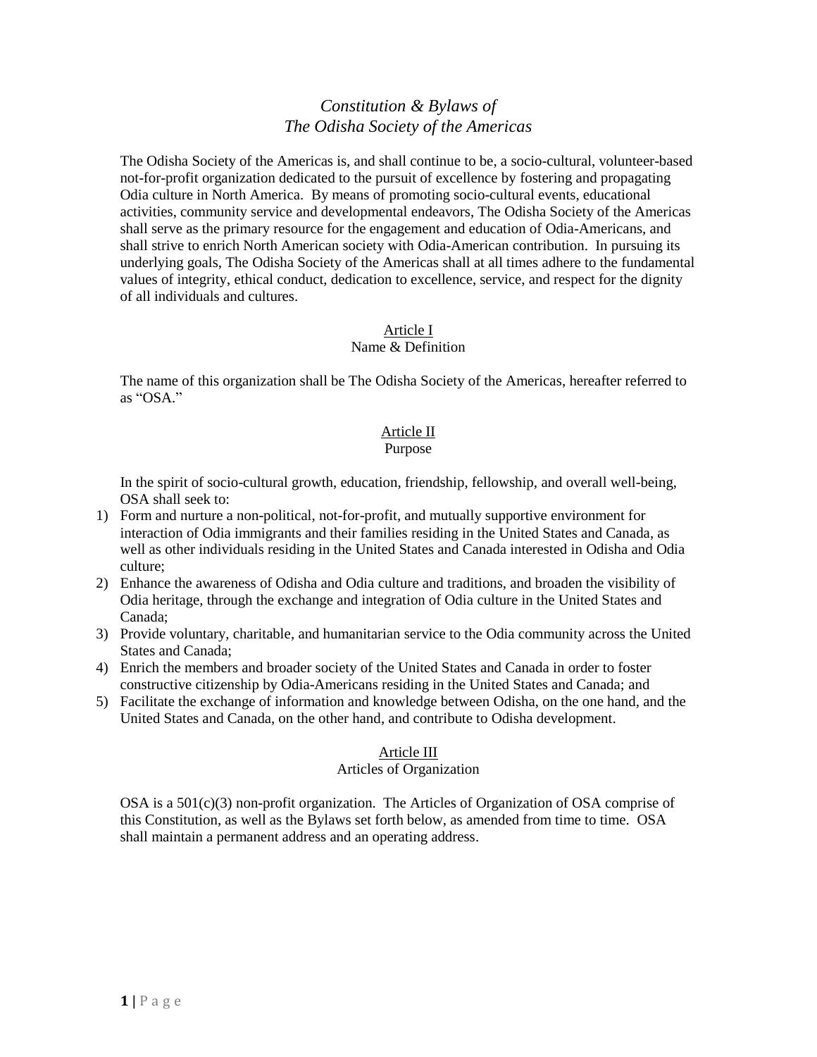# *Constitution & Bylaws of The Odisha Society of the Americas*

The Odisha Society of the Americas is, and shall continue to be, a socio-cultural, volunteer-based not-for-profit organization dedicated to the pursuit of excellence by fostering and propagating Odia culture in North America. By means of promoting socio-cultural events, educational activities, community service and developmental endeavors, The Odisha Society of the Americas shall serve as the primary resource for the engagement and education of Odia-Americans, and shall strive to enrich North American society with Odia-American contribution. In pursuing its underlying goals, The Odisha Society of the Americas shall at all times adhere to the fundamental values of integrity, ethical conduct, dedication to excellence, service, and respect for the dignity of all individuals and cultures.

## Article I
### Name & Definition

The name of this organization shall be The Odisha Society of the Americas, hereafter referred to as "OSA."

## Article II
### Purpose

In the spirit of socio-cultural growth, education, friendship, fellowship, and overall well-being, OSA shall seek to:

1) Form and nurture a non-political, not-for-profit, and mutually supportive environment for interaction of Odia immigrants and their families residing in the United States and Canada, as well as other individuals residing in the United States and Canada interested in Odisha and Odia culture;
2) Enhance the awareness of Odisha and Odia culture and traditions, and broaden the visibility of Odia heritage, through the exchange and integration of Odia culture in the United States and Canada;
3) Provide voluntary, charitable, and humanitarian service to the Odia community across the United States and Canada;
4) Enrich the members and broader society of the United States and Canada in order to foster constructive citizenship by Odia-Americans residing in the United States and Canada; and
5) Facilitate the exchange of information and knowledge between Odisha, on the one hand, and the United States and Canada, on the other hand, and contribute to Odisha development.

## Article III
### Articles of Organization

OSA is a 501(c)(3) non-profit organization. The Articles of Organization of OSA comprise of this Constitution, as well as the Bylaws set forth below, as amended from time to time. OSA shall maintain a permanent address and an operating address.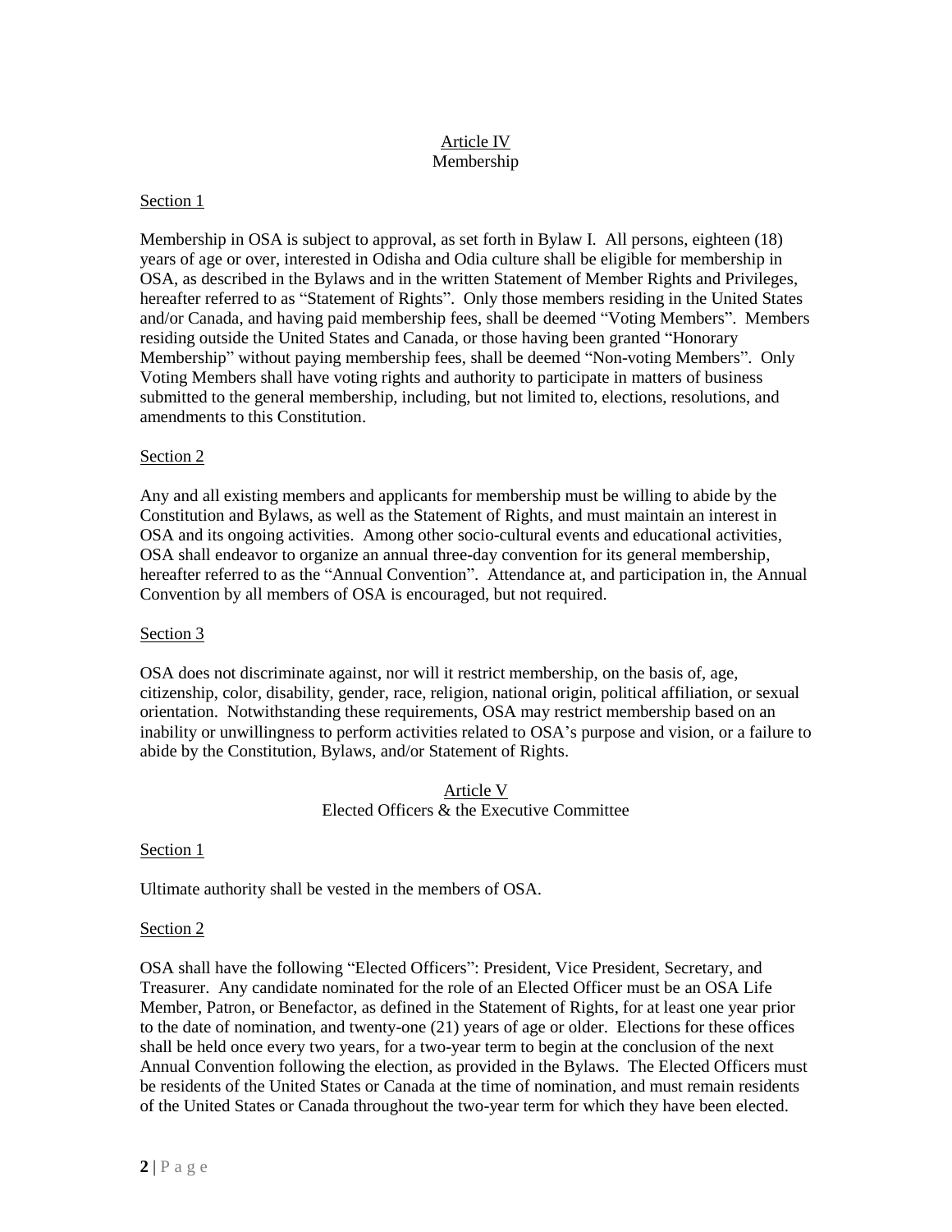## Article IV
### Membership

Section 1

Membership in OSA is subject to approval, as set forth in Bylaw I. All persons, eighteen (18) years of age or over, interested in Odisha and Odia culture shall be eligible for membership in OSA, as described in the Bylaws and in the written Statement of Member Rights and Privileges, hereafter referred to as "Statement of Rights". Only those members residing in the United States and/or Canada, and having paid membership fees, shall be deemed "Voting Members". Members residing outside the United States and Canada, or those having been granted "Honorary Membership" without paying membership fees, shall be deemed "Non-voting Members". Only Voting Members shall have voting rights and authority to participate in matters of business submitted to the general membership, including, but not limited to, elections, resolutions, and amendments to this Constitution.

Section 2

Any and all existing members and applicants for membership must be willing to abide by the Constitution and Bylaws, as well as the Statement of Rights, and must maintain an interest in OSA and its ongoing activities. Among other socio-cultural events and educational activities, OSA shall endeavor to organize an annual three-day convention for its general membership, hereafter referred to as the "Annual Convention". Attendance at, and participation in, the Annual Convention by all members of OSA is encouraged, but not required.

Section 3

OSA does not discriminate against, nor will it restrict membership, on the basis of, age, citizenship, color, disability, gender, race, religion, national origin, political affiliation, or sexual orientation. Notwithstanding these requirements, OSA may restrict membership based on an inability or unwillingness to perform activities related to OSA's purpose and vision, or a failure to abide by the Constitution, Bylaws, and/or Statement of Rights.

## Article V
### Elected Officers & the Executive Committee

Section 1

Ultimate authority shall be vested in the members of OSA.

Section 2

OSA shall have the following "Elected Officers": President, Vice President, Secretary, and Treasurer. Any candidate nominated for the role of an Elected Officer must be an OSA Life Member, Patron, or Benefactor, as defined in the Statement of Rights, for at least one year prior to the date of nomination, and twenty-one (21) years of age or older. Elections for these offices shall be held once every two years, for a two-year term to begin at the conclusion of the next Annual Convention following the election, as provided in the Bylaws. The Elected Officers must be residents of the United States or Canada at the time of nomination, and must remain residents of the United States or Canada throughout the two-year term for which they have been elected.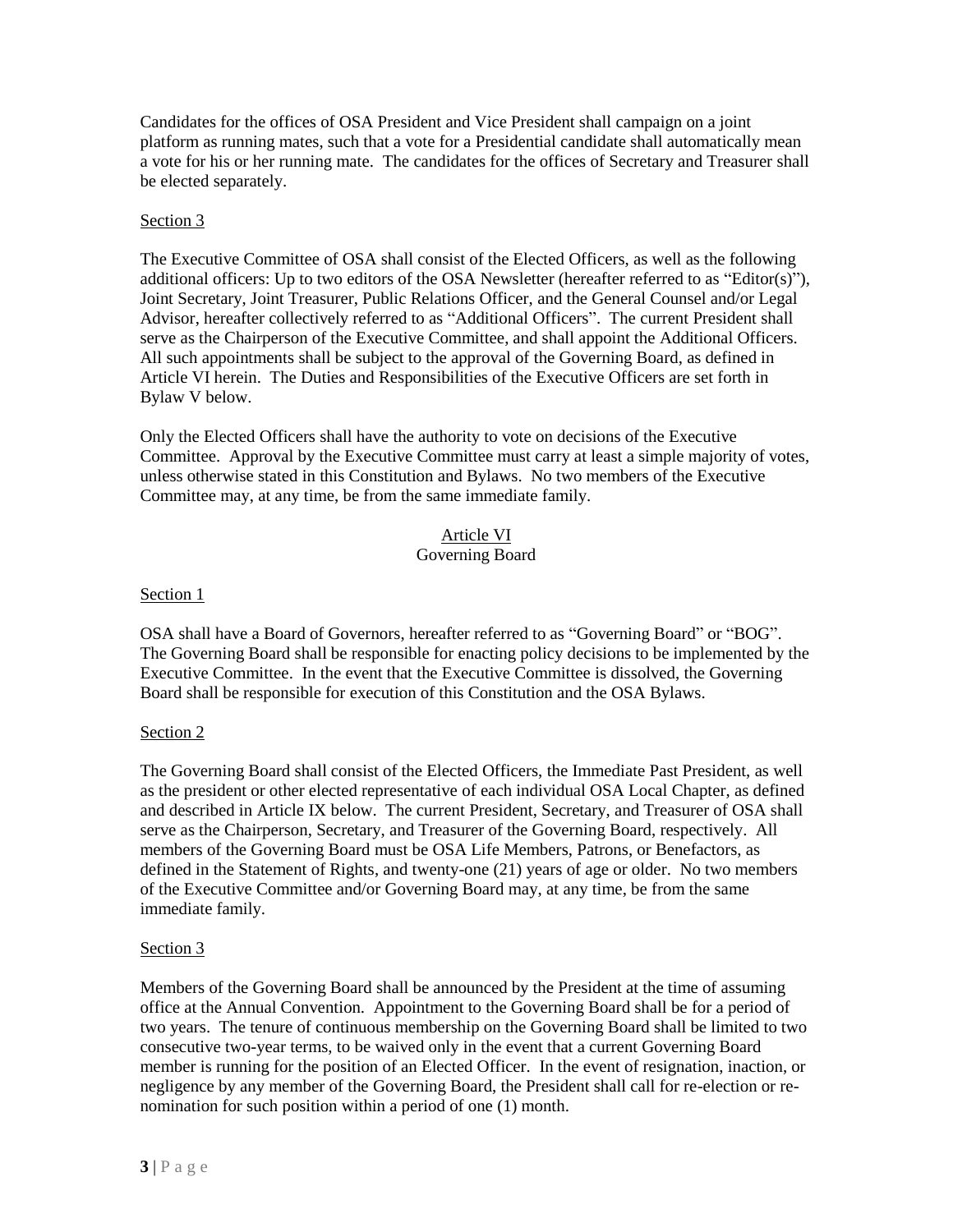Candidates for the offices of OSA President and Vice President shall campaign on a joint platform as running mates, such that a vote for a Presidential candidate shall automatically mean a vote for his or her running mate. The candidates for the offices of Secretary and Treasurer shall be elected separately.

Section 3

The Executive Committee of OSA shall consist of the Elected Officers, as well as the following additional officers: Up to two editors of the OSA Newsletter (hereafter referred to as "Editor(s)"), Joint Secretary, Joint Treasurer, Public Relations Officer, and the General Counsel and/or Legal Advisor, hereafter collectively referred to as "Additional Officers". The current President shall serve as the Chairperson of the Executive Committee, and shall appoint the Additional Officers. All such appointments shall be subject to the approval of the Governing Board, as defined in Article VI herein. The Duties and Responsibilities of the Executive Officers are set forth in Bylaw V below.

Only the Elected Officers shall have the authority to vote on decisions of the Executive Committee. Approval by the Executive Committee must carry at least a simple majority of votes, unless otherwise stated in this Constitution and Bylaws. No two members of the Executive Committee may, at any time, be from the same immediate family.

## Article VI
## Governing Board

Section 1

OSA shall have a Board of Governors, hereafter referred to as "Governing Board" or "BOG". The Governing Board shall be responsible for enacting policy decisions to be implemented by the Executive Committee. In the event that the Executive Committee is dissolved, the Governing Board shall be responsible for execution of this Constitution and the OSA Bylaws.

Section 2

The Governing Board shall consist of the Elected Officers, the Immediate Past President, as well as the president or other elected representative of each individual OSA Local Chapter, as defined and described in Article IX below. The current President, Secretary, and Treasurer of OSA shall serve as the Chairperson, Secretary, and Treasurer of the Governing Board, respectively. All members of the Governing Board must be OSA Life Members, Patrons, or Benefactors, as defined in the Statement of Rights, and twenty-one (21) years of age or older. No two members of the Executive Committee and/or Governing Board may, at any time, be from the same immediate family.

Section 3

Members of the Governing Board shall be announced by the President at the time of assuming office at the Annual Convention. Appointment to the Governing Board shall be for a period of two years. The tenure of continuous membership on the Governing Board shall be limited to two consecutive two-year terms, to be waived only in the event that a current Governing Board member is running for the position of an Elected Officer. In the event of resignation, inaction, or negligence by any member of the Governing Board, the President shall call for re-election or re-nomination for such position within a period of one (1) month.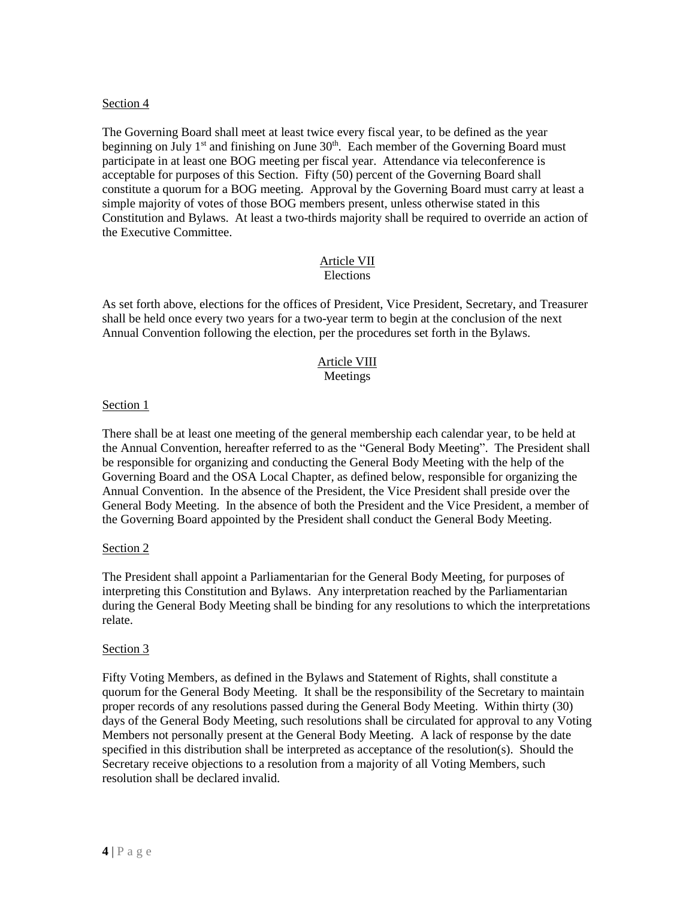Section 4

The Governing Board shall meet at least twice every fiscal year, to be defined as the year beginning on July 1st and finishing on June 30th. Each member of the Governing Board must participate in at least one BOG meeting per fiscal year. Attendance via teleconference is acceptable for purposes of this Section. Fifty (50) percent of the Governing Board shall constitute a quorum for a BOG meeting. Approval by the Governing Board must carry at least a simple majority of votes of those BOG members present, unless otherwise stated in this Constitution and Bylaws. At least a two-thirds majority shall be required to override an action of the Executive Committee.

## Article VII
## Elections

As set forth above, elections for the offices of President, Vice President, Secretary, and Treasurer shall be held once every two years for a two-year term to begin at the conclusion of the next Annual Convention following the election, per the procedures set forth in the Bylaws.

## Article VIII
## Meetings

Section 1

There shall be at least one meeting of the general membership each calendar year, to be held at the Annual Convention, hereafter referred to as the "General Body Meeting". The President shall be responsible for organizing and conducting the General Body Meeting with the help of the Governing Board and the OSA Local Chapter, as defined below, responsible for organizing the Annual Convention. In the absence of the President, the Vice President shall preside over the General Body Meeting. In the absence of both the President and the Vice President, a member of the Governing Board appointed by the President shall conduct the General Body Meeting.

Section 2

The President shall appoint a Parliamentarian for the General Body Meeting, for purposes of interpreting this Constitution and Bylaws. Any interpretation reached by the Parliamentarian during the General Body Meeting shall be binding for any resolutions to which the interpretations relate.

Section 3

Fifty Voting Members, as defined in the Bylaws and Statement of Rights, shall constitute a quorum for the General Body Meeting. It shall be the responsibility of the Secretary to maintain proper records of any resolutions passed during the General Body Meeting. Within thirty (30) days of the General Body Meeting, such resolutions shall be circulated for approval to any Voting Members not personally present at the General Body Meeting. A lack of response by the date specified in this distribution shall be interpreted as acceptance of the resolution(s). Should the Secretary receive objections to a resolution from a majority of all Voting Members, such resolution shall be declared invalid.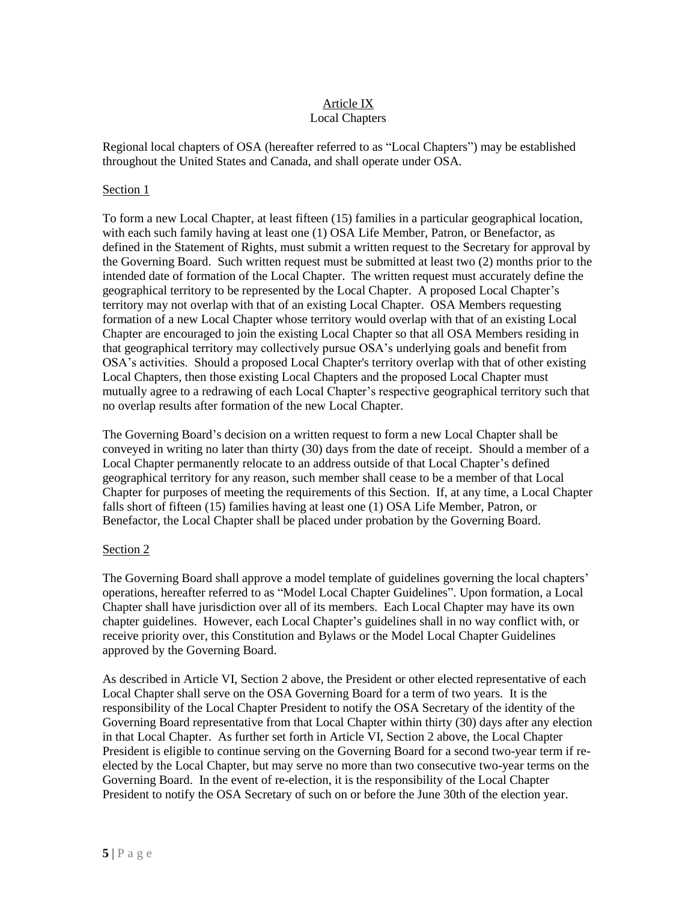## Article IX
## Local Chapters

Regional local chapters of OSA (hereafter referred to as "Local Chapters") may be established throughout the United States and Canada, and shall operate under OSA.

### Section 1

To form a new Local Chapter, at least fifteen (15) families in a particular geographical location, with each such family having at least one (1) OSA Life Member, Patron, or Benefactor, as defined in the Statement of Rights, must submit a written request to the Secretary for approval by the Governing Board. Such written request must be submitted at least two (2) months prior to the intended date of formation of the Local Chapter. The written request must accurately define the geographical territory to be represented by the Local Chapter. A proposed Local Chapter's territory may not overlap with that of an existing Local Chapter. OSA Members requesting formation of a new Local Chapter whose territory would overlap with that of an existing Local Chapter are encouraged to join the existing Local Chapter so that all OSA Members residing in that geographical territory may collectively pursue OSA's underlying goals and benefit from OSA's activities. Should a proposed Local Chapter's territory overlap with that of other existing Local Chapters, then those existing Local Chapters and the proposed Local Chapter must mutually agree to a redrawing of each Local Chapter's respective geographical territory such that no overlap results after formation of the new Local Chapter.

The Governing Board's decision on a written request to form a new Local Chapter shall be conveyed in writing no later than thirty (30) days from the date of receipt. Should a member of a Local Chapter permanently relocate to an address outside of that Local Chapter's defined geographical territory for any reason, such member shall cease to be a member of that Local Chapter for purposes of meeting the requirements of this Section. If, at any time, a Local Chapter falls short of fifteen (15) families having at least one (1) OSA Life Member, Patron, or Benefactor, the Local Chapter shall be placed under probation by the Governing Board.

### Section 2

The Governing Board shall approve a model template of guidelines governing the local chapters' operations, hereafter referred to as "Model Local Chapter Guidelines". Upon formation, a Local Chapter shall have jurisdiction over all of its members. Each Local Chapter may have its own chapter guidelines. However, each Local Chapter's guidelines shall in no way conflict with, or receive priority over, this Constitution and Bylaws or the Model Local Chapter Guidelines approved by the Governing Board.

As described in Article VI, Section 2 above, the President or other elected representative of each Local Chapter shall serve on the OSA Governing Board for a term of two years. It is the responsibility of the Local Chapter President to notify the OSA Secretary of the identity of the Governing Board representative from that Local Chapter within thirty (30) days after any election in that Local Chapter. As further set forth in Article VI, Section 2 above, the Local Chapter President is eligible to continue serving on the Governing Board for a second two-year term if re-elected by the Local Chapter, but may serve no more than two consecutive two-year terms on the Governing Board. In the event of re-election, it is the responsibility of the Local Chapter President to notify the OSA Secretary of such on or before the June 30th of the election year.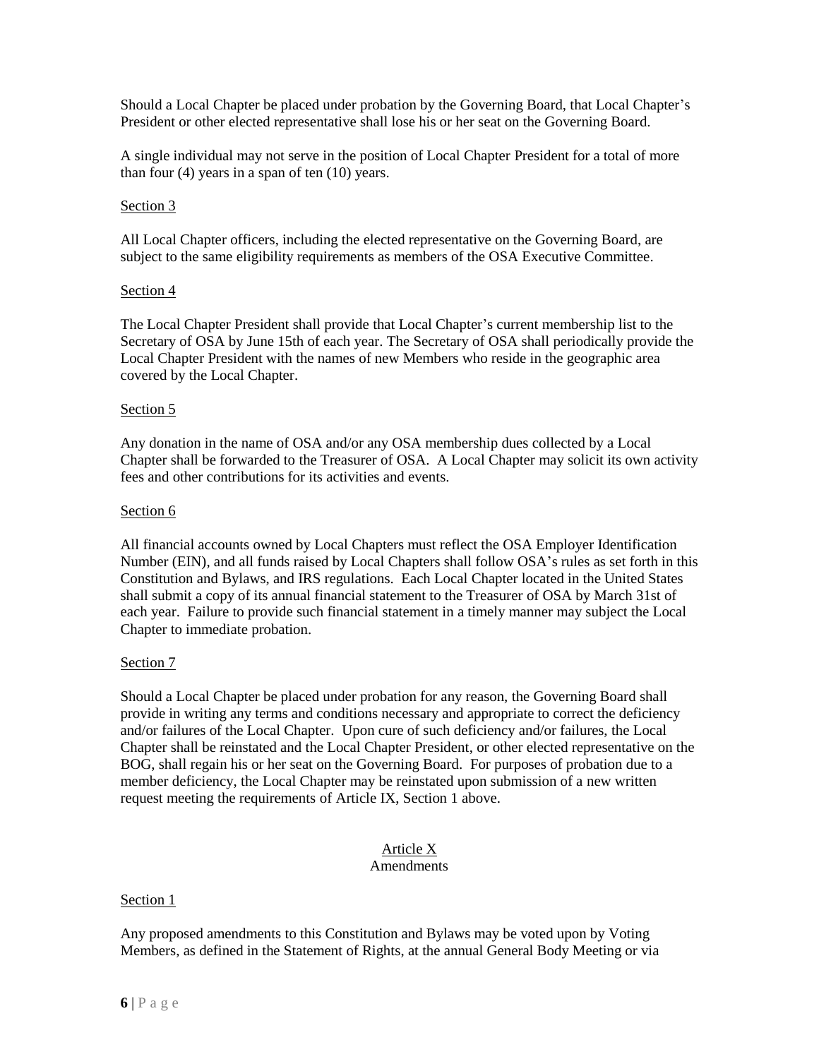Should a Local Chapter be placed under probation by the Governing Board, that Local Chapter's President or other elected representative shall lose his or her seat on the Governing Board.

A single individual may not serve in the position of Local Chapter President for a total of more than four (4) years in a span of ten (10) years.

Section 3

All Local Chapter officers, including the elected representative on the Governing Board, are subject to the same eligibility requirements as members of the OSA Executive Committee.

Section 4

The Local Chapter President shall provide that Local Chapter's current membership list to the Secretary of OSA by June 15th of each year. The Secretary of OSA shall periodically provide the Local Chapter President with the names of new Members who reside in the geographic area covered by the Local Chapter.

Section 5

Any donation in the name of OSA and/or any OSA membership dues collected by a Local Chapter shall be forwarded to the Treasurer of OSA. A Local Chapter may solicit its own activity fees and other contributions for its activities and events.

Section 6

All financial accounts owned by Local Chapters must reflect the OSA Employer Identification Number (EIN), and all funds raised by Local Chapters shall follow OSA's rules as set forth in this Constitution and Bylaws, and IRS regulations. Each Local Chapter located in the United States shall submit a copy of its annual financial statement to the Treasurer of OSA by March 31st of each year. Failure to provide such financial statement in a timely manner may subject the Local Chapter to immediate probation.

Section 7

Should a Local Chapter be placed under probation for any reason, the Governing Board shall provide in writing any terms and conditions necessary and appropriate to correct the deficiency and/or failures of the Local Chapter. Upon cure of such deficiency and/or failures, the Local Chapter shall be reinstated and the Local Chapter President, or other elected representative on the BOG, shall regain his or her seat on the Governing Board. For purposes of probation due to a member deficiency, the Local Chapter may be reinstated upon submission of a new written request meeting the requirements of Article IX, Section 1 above.

## Article X
## Amendments

Section 1

Any proposed amendments to this Constitution and Bylaws may be voted upon by Voting Members, as defined in the Statement of Rights, at the annual General Body Meeting or via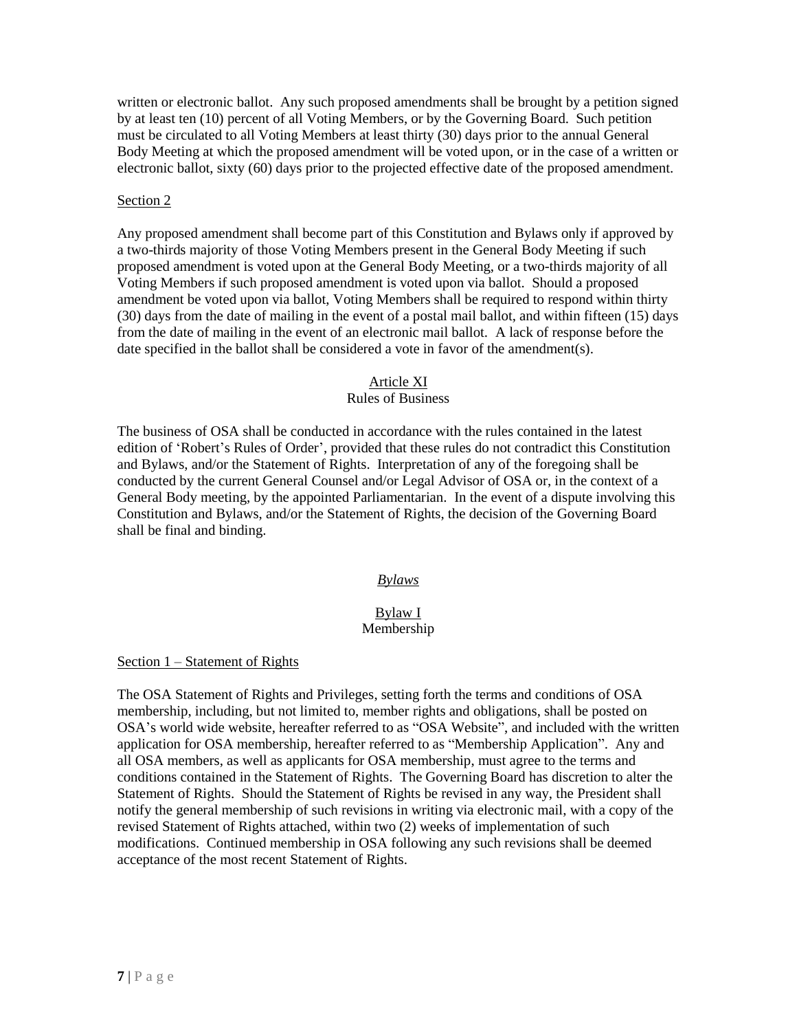written or electronic ballot. Any such proposed amendments shall be brought by a petition signed by at least ten (10) percent of all Voting Members, or by the Governing Board. Such petition must be circulated to all Voting Members at least thirty (30) days prior to the annual General Body Meeting at which the proposed amendment will be voted upon, or in the case of a written or electronic ballot, sixty (60) days prior to the projected effective date of the proposed amendment.

Section 2

Any proposed amendment shall become part of this Constitution and Bylaws only if approved by a two-thirds majority of those Voting Members present in the General Body Meeting if such proposed amendment is voted upon at the General Body Meeting, or a two-thirds majority of all Voting Members if such proposed amendment is voted upon via ballot. Should a proposed amendment be voted upon via ballot, Voting Members shall be required to respond within thirty (30) days from the date of mailing in the event of a postal mail ballot, and within fifteen (15) days from the date of mailing in the event of an electronic mail ballot. A lack of response before the date specified in the ballot shall be considered a vote in favor of the amendment(s).

## Article XI
## Rules of Business

The business of OSA shall be conducted in accordance with the rules contained in the latest edition of 'Robert's Rules of Order', provided that these rules do not contradict this Constitution and Bylaws, and/or the Statement of Rights. Interpretation of any of the foregoing shall be conducted by the current General Counsel and/or Legal Advisor of OSA or, in the context of a General Body meeting, by the appointed Parliamentarian. In the event of a dispute involving this Constitution and Bylaws, and/or the Statement of Rights, the decision of the Governing Board shall be final and binding.

# *Bylaws*

## Bylaw I
## Membership

Section 1 – Statement of Rights

The OSA Statement of Rights and Privileges, setting forth the terms and conditions of OSA membership, including, but not limited to, member rights and obligations, shall be posted on OSA's world wide website, hereafter referred to as "OSA Website", and included with the written application for OSA membership, hereafter referred to as "Membership Application". Any and all OSA members, as well as applicants for OSA membership, must agree to the terms and conditions contained in the Statement of Rights. The Governing Board has discretion to alter the Statement of Rights. Should the Statement of Rights be revised in any way, the President shall notify the general membership of such revisions in writing via electronic mail, with a copy of the revised Statement of Rights attached, within two (2) weeks of implementation of such modifications. Continued membership in OSA following any such revisions shall be deemed acceptance of the most recent Statement of Rights.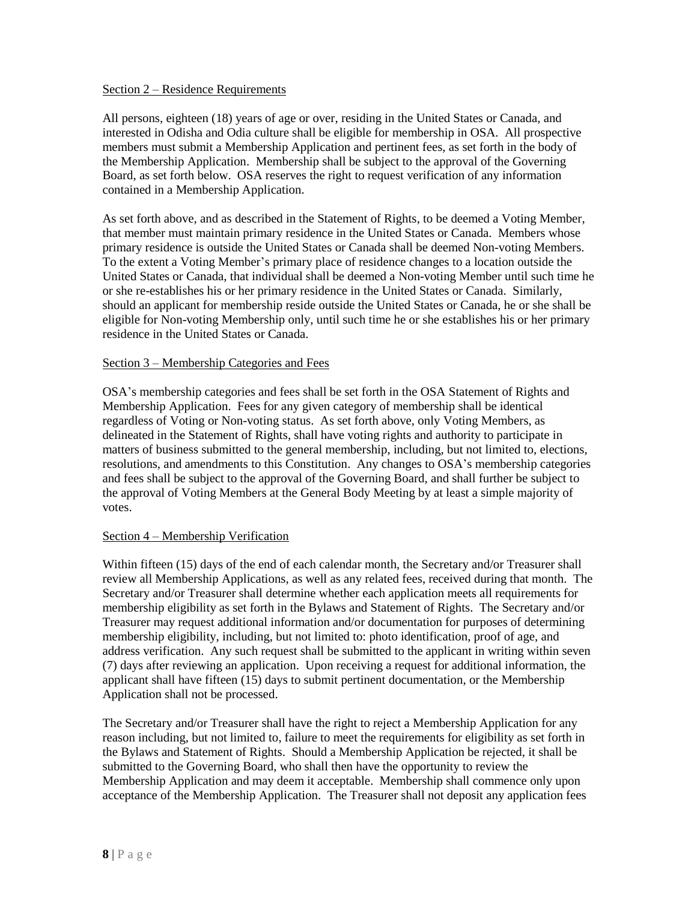Section 2 – Residence Requirements

All persons, eighteen (18) years of age or over, residing in the United States or Canada, and interested in Odisha and Odia culture shall be eligible for membership in OSA. All prospective members must submit a Membership Application and pertinent fees, as set forth in the body of the Membership Application. Membership shall be subject to the approval of the Governing Board, as set forth below. OSA reserves the right to request verification of any information contained in a Membership Application.

As set forth above, and as described in the Statement of Rights, to be deemed a Voting Member, that member must maintain primary residence in the United States or Canada. Members whose primary residence is outside the United States or Canada shall be deemed Non-voting Members. To the extent a Voting Member's primary place of residence changes to a location outside the United States or Canada, that individual shall be deemed a Non-voting Member until such time he or she re-establishes his or her primary residence in the United States or Canada. Similarly, should an applicant for membership reside outside the United States or Canada, he or she shall be eligible for Non-voting Membership only, until such time he or she establishes his or her primary residence in the United States or Canada.

Section 3 – Membership Categories and Fees

OSA's membership categories and fees shall be set forth in the OSA Statement of Rights and Membership Application. Fees for any given category of membership shall be identical regardless of Voting or Non-voting status. As set forth above, only Voting Members, as delineated in the Statement of Rights, shall have voting rights and authority to participate in matters of business submitted to the general membership, including, but not limited to, elections, resolutions, and amendments to this Constitution. Any changes to OSA's membership categories and fees shall be subject to the approval of the Governing Board, and shall further be subject to the approval of Voting Members at the General Body Meeting by at least a simple majority of votes.

Section 4 – Membership Verification

Within fifteen (15) days of the end of each calendar month, the Secretary and/or Treasurer shall review all Membership Applications, as well as any related fees, received during that month. The Secretary and/or Treasurer shall determine whether each application meets all requirements for membership eligibility as set forth in the Bylaws and Statement of Rights. The Secretary and/or Treasurer may request additional information and/or documentation for purposes of determining membership eligibility, including, but not limited to: photo identification, proof of age, and address verification. Any such request shall be submitted to the applicant in writing within seven (7) days after reviewing an application. Upon receiving a request for additional information, the applicant shall have fifteen (15) days to submit pertinent documentation, or the Membership Application shall not be processed.

The Secretary and/or Treasurer shall have the right to reject a Membership Application for any reason including, but not limited to, failure to meet the requirements for eligibility as set forth in the Bylaws and Statement of Rights. Should a Membership Application be rejected, it shall be submitted to the Governing Board, who shall then have the opportunity to review the Membership Application and may deem it acceptable. Membership shall commence only upon acceptance of the Membership Application. The Treasurer shall not deposit any application fees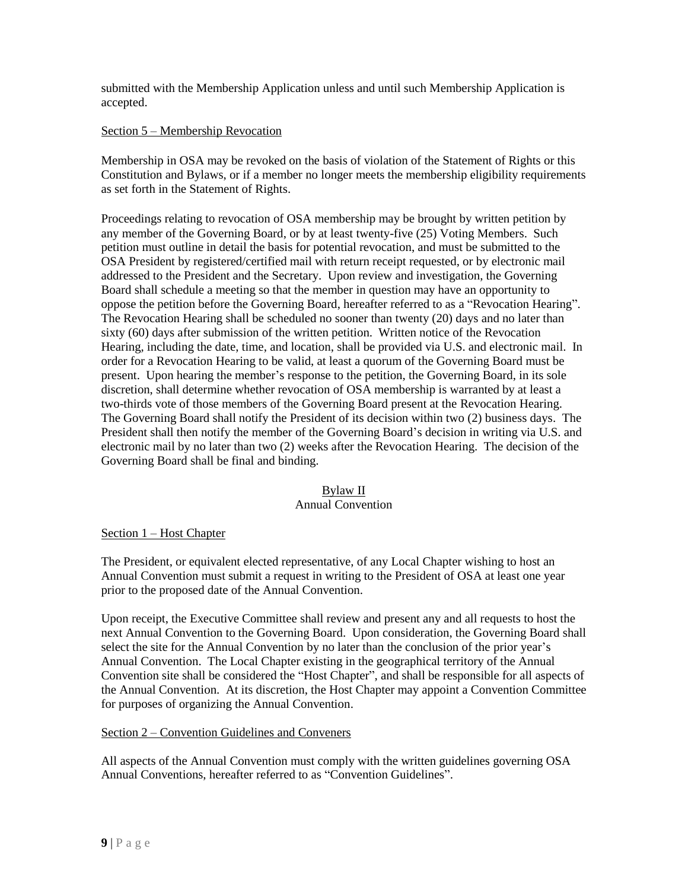submitted with the Membership Application unless and until such Membership Application is accepted.

Section 5 – Membership Revocation

Membership in OSA may be revoked on the basis of violation of the Statement of Rights or this Constitution and Bylaws, or if a member no longer meets the membership eligibility requirements as set forth in the Statement of Rights.

Proceedings relating to revocation of OSA membership may be brought by written petition by any member of the Governing Board, or by at least twenty-five (25) Voting Members. Such petition must outline in detail the basis for potential revocation, and must be submitted to the OSA President by registered/certified mail with return receipt requested, or by electronic mail addressed to the President and the Secretary. Upon review and investigation, the Governing Board shall schedule a meeting so that the member in question may have an opportunity to oppose the petition before the Governing Board, hereafter referred to as a "Revocation Hearing". The Revocation Hearing shall be scheduled no sooner than twenty (20) days and no later than sixty (60) days after submission of the written petition. Written notice of the Revocation Hearing, including the date, time, and location, shall be provided via U.S. and electronic mail. In order for a Revocation Hearing to be valid, at least a quorum of the Governing Board must be present. Upon hearing the member's response to the petition, the Governing Board, in its sole discretion, shall determine whether revocation of OSA membership is warranted by at least a two-thirds vote of those members of the Governing Board present at the Revocation Hearing. The Governing Board shall notify the President of its decision within two (2) business days. The President shall then notify the member of the Governing Board's decision in writing via U.S. and electronic mail by no later than two (2) weeks after the Revocation Hearing. The decision of the Governing Board shall be final and binding.

## Bylaw II
## Annual Convention

Section 1 – Host Chapter

The President, or equivalent elected representative, of any Local Chapter wishing to host an Annual Convention must submit a request in writing to the President of OSA at least one year prior to the proposed date of the Annual Convention.

Upon receipt, the Executive Committee shall review and present any and all requests to host the next Annual Convention to the Governing Board. Upon consideration, the Governing Board shall select the site for the Annual Convention by no later than the conclusion of the prior year's Annual Convention. The Local Chapter existing in the geographical territory of the Annual Convention site shall be considered the "Host Chapter", and shall be responsible for all aspects of the Annual Convention. At its discretion, the Host Chapter may appoint a Convention Committee for purposes of organizing the Annual Convention.

Section 2 – Convention Guidelines and Conveners

All aspects of the Annual Convention must comply with the written guidelines governing OSA Annual Conventions, hereafter referred to as "Convention Guidelines".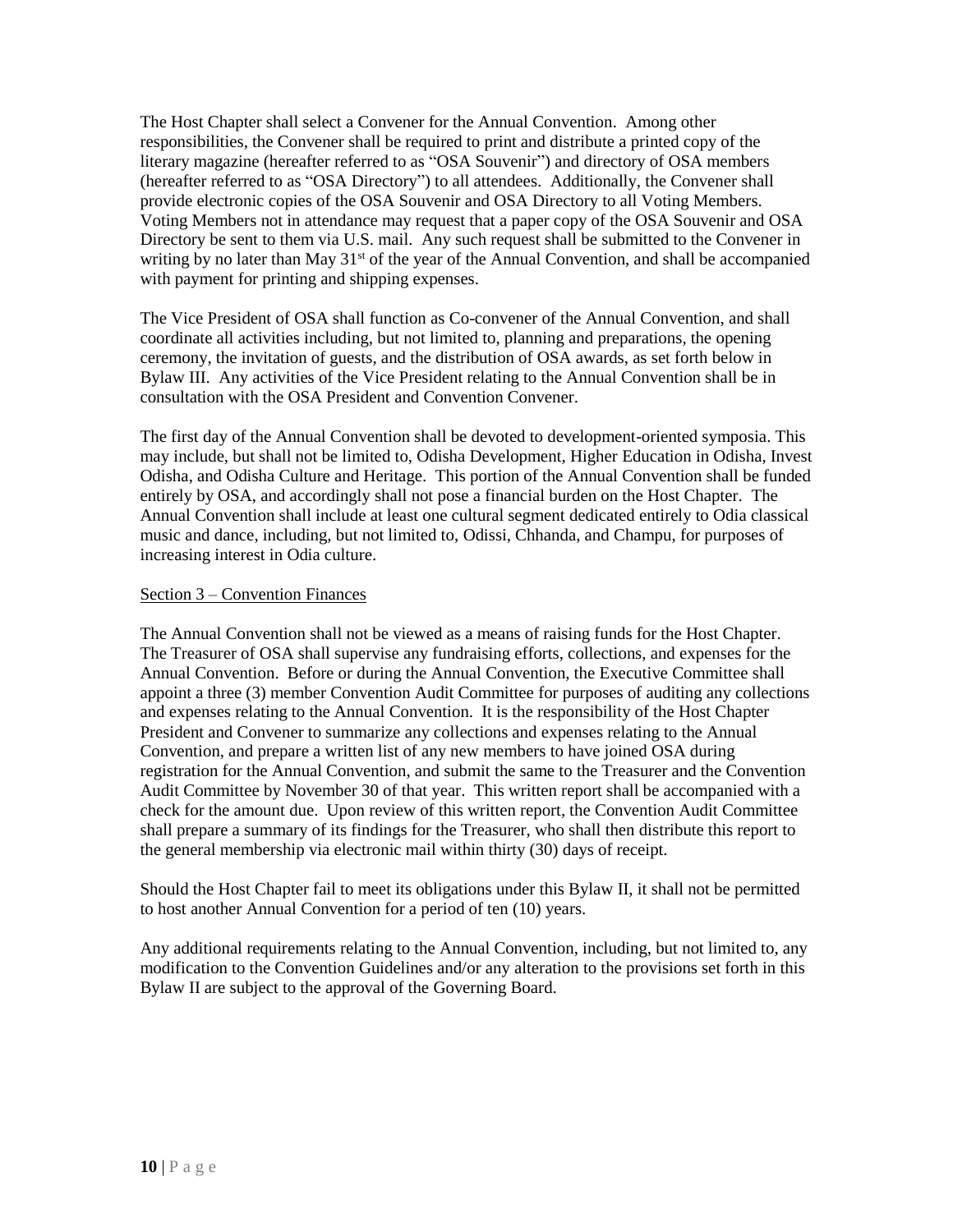The Host Chapter shall select a Convener for the Annual Convention. Among other responsibilities, the Convener shall be required to print and distribute a printed copy of the literary magazine (hereafter referred to as "OSA Souvenir") and directory of OSA members (hereafter referred to as "OSA Directory") to all attendees. Additionally, the Convener shall provide electronic copies of the OSA Souvenir and OSA Directory to all Voting Members. Voting Members not in attendance may request that a paper copy of the OSA Souvenir and OSA Directory be sent to them via U.S. mail. Any such request shall be submitted to the Convener in writing by no later than May 31st of the year of the Annual Convention, and shall be accompanied with payment for printing and shipping expenses.

The Vice President of OSA shall function as Co-convener of the Annual Convention, and shall coordinate all activities including, but not limited to, planning and preparations, the opening ceremony, the invitation of guests, and the distribution of OSA awards, as set forth below in Bylaw III. Any activities of the Vice President relating to the Annual Convention shall be in consultation with the OSA President and Convention Convener.

The first day of the Annual Convention shall be devoted to development-oriented symposia. This may include, but shall not be limited to, Odisha Development, Higher Education in Odisha, Invest Odisha, and Odisha Culture and Heritage. This portion of the Annual Convention shall be funded entirely by OSA, and accordingly shall not pose a financial burden on the Host Chapter. The Annual Convention shall include at least one cultural segment dedicated entirely to Odia classical music and dance, including, but not limited to, Odissi, Chhanda, and Champu, for purposes of increasing interest in Odia culture.

Section 3 – Convention Finances

The Annual Convention shall not be viewed as a means of raising funds for the Host Chapter. The Treasurer of OSA shall supervise any fundraising efforts, collections, and expenses for the Annual Convention. Before or during the Annual Convention, the Executive Committee shall appoint a three (3) member Convention Audit Committee for purposes of auditing any collections and expenses relating to the Annual Convention. It is the responsibility of the Host Chapter President and Convener to summarize any collections and expenses relating to the Annual Convention, and prepare a written list of any new members to have joined OSA during registration for the Annual Convention, and submit the same to the Treasurer and the Convention Audit Committee by November 30 of that year. This written report shall be accompanied with a check for the amount due. Upon review of this written report, the Convention Audit Committee shall prepare a summary of its findings for the Treasurer, who shall then distribute this report to the general membership via electronic mail within thirty (30) days of receipt.

Should the Host Chapter fail to meet its obligations under this Bylaw II, it shall not be permitted to host another Annual Convention for a period of ten (10) years.

Any additional requirements relating to the Annual Convention, including, but not limited to, any modification to the Convention Guidelines and/or any alteration to the provisions set forth in this Bylaw II are subject to the approval of the Governing Board.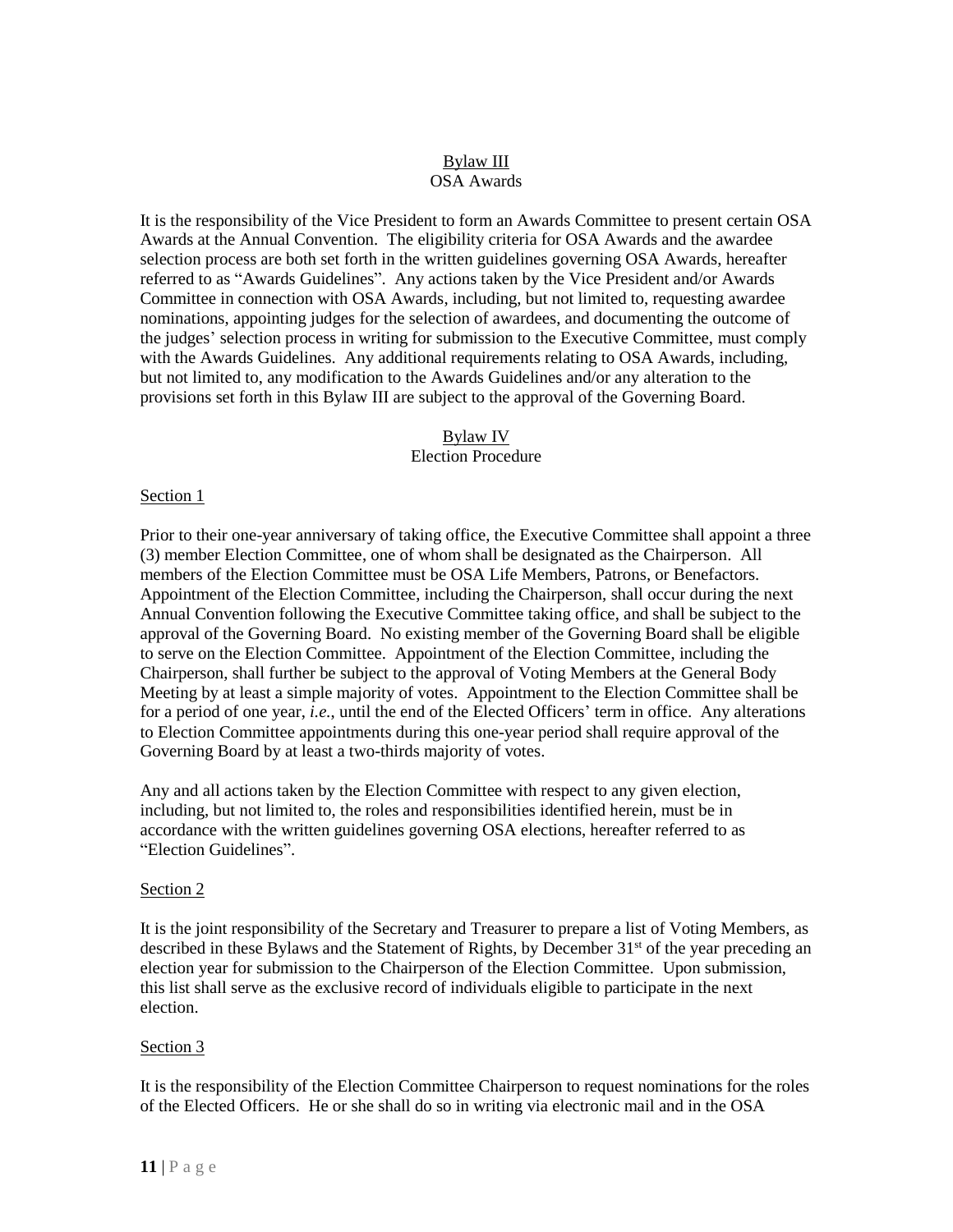## Bylaw III
OSA Awards

It is the responsibility of the Vice President to form an Awards Committee to present certain OSA Awards at the Annual Convention. The eligibility criteria for OSA Awards and the awardee selection process are both set forth in the written guidelines governing OSA Awards, hereafter referred to as "Awards Guidelines". Any actions taken by the Vice President and/or Awards Committee in connection with OSA Awards, including, but not limited to, requesting awardee nominations, appointing judges for the selection of awardees, and documenting the outcome of the judges' selection process in writing for submission to the Executive Committee, must comply with the Awards Guidelines. Any additional requirements relating to OSA Awards, including, but not limited to, any modification to the Awards Guidelines and/or any alteration to the provisions set forth in this Bylaw III are subject to the approval of the Governing Board.

## Bylaw IV
Election Procedure

### Section 1

Prior to their one-year anniversary of taking office, the Executive Committee shall appoint a three (3) member Election Committee, one of whom shall be designated as the Chairperson. All members of the Election Committee must be OSA Life Members, Patrons, or Benefactors. Appointment of the Election Committee, including the Chairperson, shall occur during the next Annual Convention following the Executive Committee taking office, and shall be subject to the approval of the Governing Board. No existing member of the Governing Board shall be eligible to serve on the Election Committee. Appointment of the Election Committee, including the Chairperson, shall further be subject to the approval of Voting Members at the General Body Meeting by at least a simple majority of votes. Appointment to the Election Committee shall be for a period of one year, *i.e.*, until the end of the Elected Officers' term in office. Any alterations to Election Committee appointments during this one-year period shall require approval of the Governing Board by at least a two-thirds majority of votes.

Any and all actions taken by the Election Committee with respect to any given election, including, but not limited to, the roles and responsibilities identified herein, must be in accordance with the written guidelines governing OSA elections, hereafter referred to as "Election Guidelines".

### Section 2

It is the joint responsibility of the Secretary and Treasurer to prepare a list of Voting Members, as described in these Bylaws and the Statement of Rights, by December 31st of the year preceding an election year for submission to the Chairperson of the Election Committee. Upon submission, this list shall serve as the exclusive record of individuals eligible to participate in the next election.

### Section 3

It is the responsibility of the Election Committee Chairperson to request nominations for the roles of the Elected Officers. He or she shall do so in writing via electronic mail and in the OSA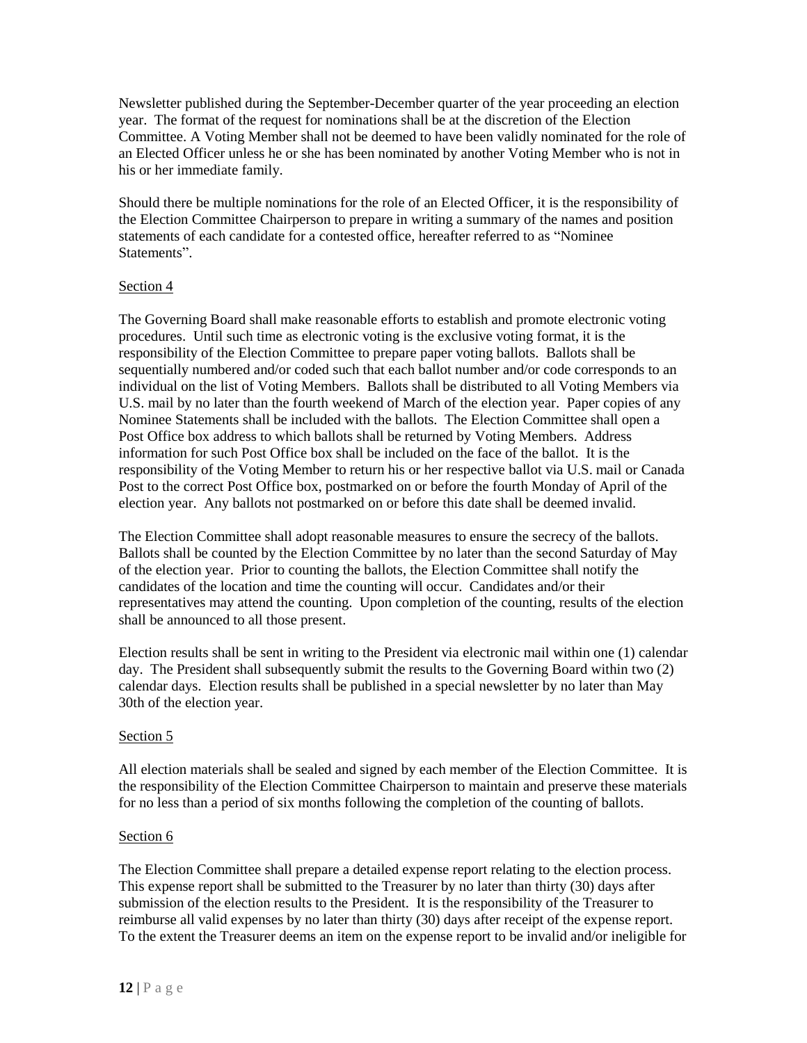Newsletter published during the September-December quarter of the year proceeding an election year. The format of the request for nominations shall be at the discretion of the Election Committee. A Voting Member shall not be deemed to have been validly nominated for the role of an Elected Officer unless he or she has been nominated by another Voting Member who is not in his or her immediate family.

Should there be multiple nominations for the role of an Elected Officer, it is the responsibility of the Election Committee Chairperson to prepare in writing a summary of the names and position statements of each candidate for a contested office, hereafter referred to as "Nominee Statements".

Section 4

The Governing Board shall make reasonable efforts to establish and promote electronic voting procedures. Until such time as electronic voting is the exclusive voting format, it is the responsibility of the Election Committee to prepare paper voting ballots. Ballots shall be sequentially numbered and/or coded such that each ballot number and/or code corresponds to an individual on the list of Voting Members. Ballots shall be distributed to all Voting Members via U.S. mail by no later than the fourth weekend of March of the election year. Paper copies of any Nominee Statements shall be included with the ballots. The Election Committee shall open a Post Office box address to which ballots shall be returned by Voting Members. Address information for such Post Office box shall be included on the face of the ballot. It is the responsibility of the Voting Member to return his or her respective ballot via U.S. mail or Canada Post to the correct Post Office box, postmarked on or before the fourth Monday of April of the election year. Any ballots not postmarked on or before this date shall be deemed invalid.

The Election Committee shall adopt reasonable measures to ensure the secrecy of the ballots. Ballots shall be counted by the Election Committee by no later than the second Saturday of May of the election year. Prior to counting the ballots, the Election Committee shall notify the candidates of the location and time the counting will occur. Candidates and/or their representatives may attend the counting. Upon completion of the counting, results of the election shall be announced to all those present.

Election results shall be sent in writing to the President via electronic mail within one (1) calendar day. The President shall subsequently submit the results to the Governing Board within two (2) calendar days. Election results shall be published in a special newsletter by no later than May 30th of the election year.

Section 5

All election materials shall be sealed and signed by each member of the Election Committee. It is the responsibility of the Election Committee Chairperson to maintain and preserve these materials for no less than a period of six months following the completion of the counting of ballots.

Section 6

The Election Committee shall prepare a detailed expense report relating to the election process. This expense report shall be submitted to the Treasurer by no later than thirty (30) days after submission of the election results to the President. It is the responsibility of the Treasurer to reimburse all valid expenses by no later than thirty (30) days after receipt of the expense report. To the extent the Treasurer deems an item on the expense report to be invalid and/or ineligible for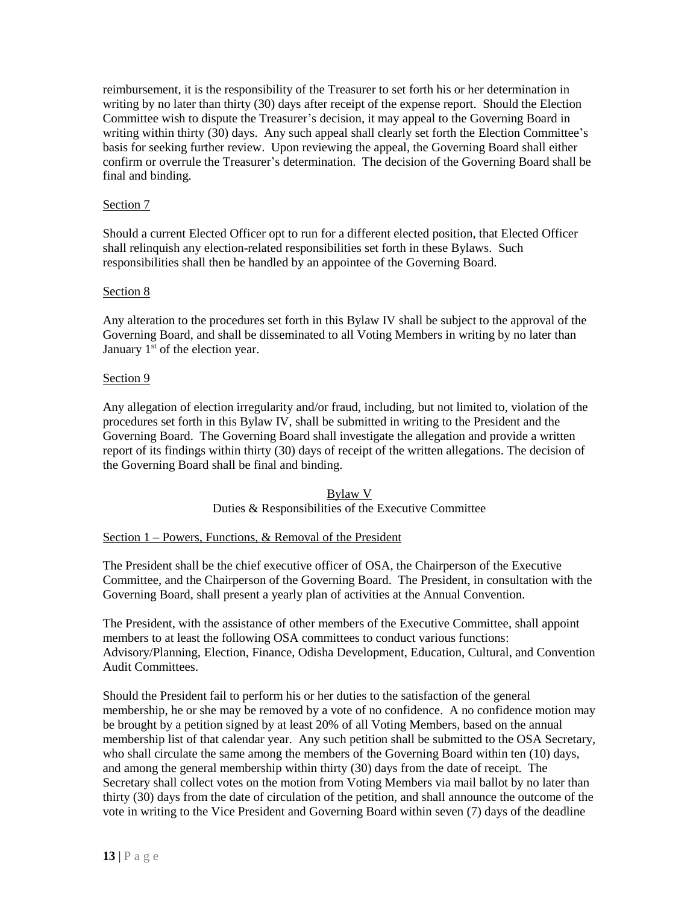reimbursement, it is the responsibility of the Treasurer to set forth his or her determination in writing by no later than thirty (30) days after receipt of the expense report. Should the Election Committee wish to dispute the Treasurer's decision, it may appeal to the Governing Board in writing within thirty (30) days. Any such appeal shall clearly set forth the Election Committee's basis for seeking further review. Upon reviewing the appeal, the Governing Board shall either confirm or overrule the Treasurer's determination. The decision of the Governing Board shall be final and binding.

Section 7

Should a current Elected Officer opt to run for a different elected position, that Elected Officer shall relinquish any election-related responsibilities set forth in these Bylaws. Such responsibilities shall then be handled by an appointee of the Governing Board.

Section 8

Any alteration to the procedures set forth in this Bylaw IV shall be subject to the approval of the Governing Board, and shall be disseminated to all Voting Members in writing by no later than January 1st of the election year.

Section 9

Any allegation of election irregularity and/or fraud, including, but not limited to, violation of the procedures set forth in this Bylaw IV, shall be submitted in writing to the President and the Governing Board. The Governing Board shall investigate the allegation and provide a written report of its findings within thirty (30) days of receipt of the written allegations. The decision of the Governing Board shall be final and binding.

## Bylaw V
### Duties & Responsibilities of the Executive Committee

Section 1 – Powers, Functions, & Removal of the President

The President shall be the chief executive officer of OSA, the Chairperson of the Executive Committee, and the Chairperson of the Governing Board. The President, in consultation with the Governing Board, shall present a yearly plan of activities at the Annual Convention.

The President, with the assistance of other members of the Executive Committee, shall appoint members to at least the following OSA committees to conduct various functions: Advisory/Planning, Election, Finance, Odisha Development, Education, Cultural, and Convention Audit Committees.

Should the President fail to perform his or her duties to the satisfaction of the general membership, he or she may be removed by a vote of no confidence. A no confidence motion may be brought by a petition signed by at least 20% of all Voting Members, based on the annual membership list of that calendar year. Any such petition shall be submitted to the OSA Secretary, who shall circulate the same among the members of the Governing Board within ten (10) days, and among the general membership within thirty (30) days from the date of receipt. The Secretary shall collect votes on the motion from Voting Members via mail ballot by no later than thirty (30) days from the date of circulation of the petition, and shall announce the outcome of the vote in writing to the Vice President and Governing Board within seven (7) days of the deadline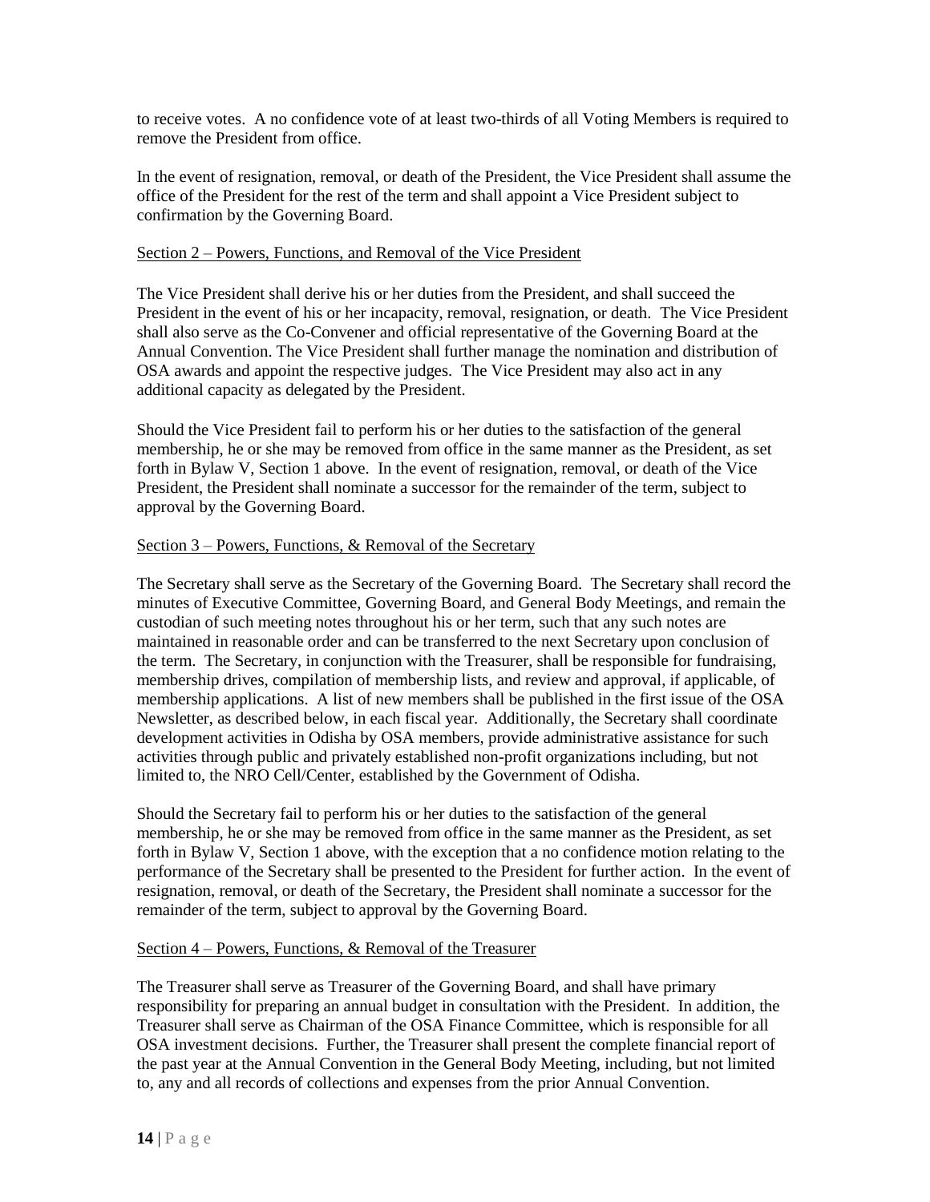to receive votes. A no confidence vote of at least two-thirds of all Voting Members is required to remove the President from office.

In the event of resignation, removal, or death of the President, the Vice President shall assume the office of the President for the rest of the term and shall appoint a Vice President subject to confirmation by the Governing Board.

Section 2 – Powers, Functions, and Removal of the Vice President

The Vice President shall derive his or her duties from the President, and shall succeed the President in the event of his or her incapacity, removal, resignation, or death. The Vice President shall also serve as the Co-Convener and official representative of the Governing Board at the Annual Convention. The Vice President shall further manage the nomination and distribution of OSA awards and appoint the respective judges. The Vice President may also act in any additional capacity as delegated by the President.

Should the Vice President fail to perform his or her duties to the satisfaction of the general membership, he or she may be removed from office in the same manner as the President, as set forth in Bylaw V, Section 1 above. In the event of resignation, removal, or death of the Vice President, the President shall nominate a successor for the remainder of the term, subject to approval by the Governing Board.

Section 3 – Powers, Functions, & Removal of the Secretary

The Secretary shall serve as the Secretary of the Governing Board. The Secretary shall record the minutes of Executive Committee, Governing Board, and General Body Meetings, and remain the custodian of such meeting notes throughout his or her term, such that any such notes are maintained in reasonable order and can be transferred to the next Secretary upon conclusion of the term. The Secretary, in conjunction with the Treasurer, shall be responsible for fundraising, membership drives, compilation of membership lists, and review and approval, if applicable, of membership applications. A list of new members shall be published in the first issue of the OSA Newsletter, as described below, in each fiscal year. Additionally, the Secretary shall coordinate development activities in Odisha by OSA members, provide administrative assistance for such activities through public and privately established non-profit organizations including, but not limited to, the NRO Cell/Center, established by the Government of Odisha.

Should the Secretary fail to perform his or her duties to the satisfaction of the general membership, he or she may be removed from office in the same manner as the President, as set forth in Bylaw V, Section 1 above, with the exception that a no confidence motion relating to the performance of the Secretary shall be presented to the President for further action. In the event of resignation, removal, or death of the Secretary, the President shall nominate a successor for the remainder of the term, subject to approval by the Governing Board.

Section 4 – Powers, Functions, & Removal of the Treasurer

The Treasurer shall serve as Treasurer of the Governing Board, and shall have primary responsibility for preparing an annual budget in consultation with the President. In addition, the Treasurer shall serve as Chairman of the OSA Finance Committee, which is responsible for all OSA investment decisions. Further, the Treasurer shall present the complete financial report of the past year at the Annual Convention in the General Body Meeting, including, but not limited to, any and all records of collections and expenses from the prior Annual Convention.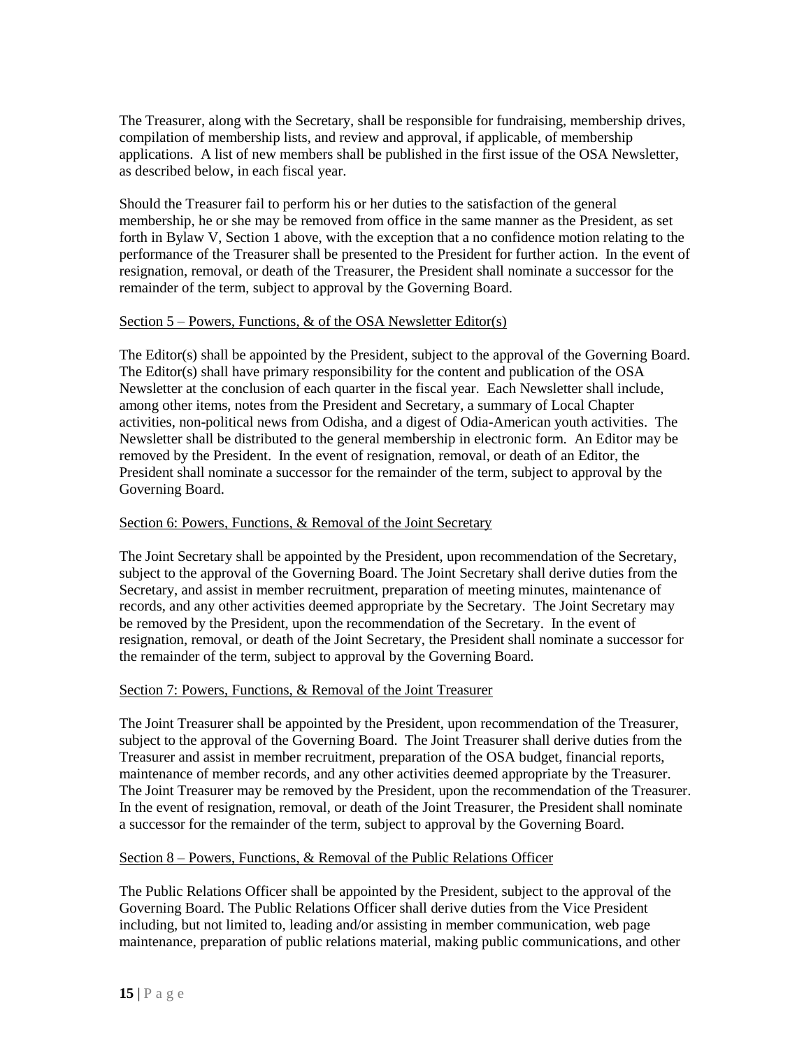The Treasurer, along with the Secretary, shall be responsible for fundraising, membership drives, compilation of membership lists, and review and approval, if applicable, of membership applications. A list of new members shall be published in the first issue of the OSA Newsletter, as described below, in each fiscal year.

Should the Treasurer fail to perform his or her duties to the satisfaction of the general membership, he or she may be removed from office in the same manner as the President, as set forth in Bylaw V, Section 1 above, with the exception that a no confidence motion relating to the performance of the Treasurer shall be presented to the President for further action. In the event of resignation, removal, or death of the Treasurer, the President shall nominate a successor for the remainder of the term, subject to approval by the Governing Board.

<u>Section 5 – Powers, Functions, & of the OSA Newsletter Editor(s)</u>

The Editor(s) shall be appointed by the President, subject to the approval of the Governing Board. The Editor(s) shall have primary responsibility for the content and publication of the OSA Newsletter at the conclusion of each quarter in the fiscal year. Each Newsletter shall include, among other items, notes from the President and Secretary, a summary of Local Chapter activities, non-political news from Odisha, and a digest of Odia-American youth activities. The Newsletter shall be distributed to the general membership in electronic form. An Editor may be removed by the President. In the event of resignation, removal, or death of an Editor, the President shall nominate a successor for the remainder of the term, subject to approval by the Governing Board.

<u>Section 6: Powers, Functions, & Removal of the Joint Secretary</u>

The Joint Secretary shall be appointed by the President, upon recommendation of the Secretary, subject to the approval of the Governing Board. The Joint Secretary shall derive duties from the Secretary, and assist in member recruitment, preparation of meeting minutes, maintenance of records, and any other activities deemed appropriate by the Secretary. The Joint Secretary may be removed by the President, upon the recommendation of the Secretary. In the event of resignation, removal, or death of the Joint Secretary, the President shall nominate a successor for the remainder of the term, subject to approval by the Governing Board.

<u>Section 7: Powers, Functions, & Removal of the Joint Treasurer</u>

The Joint Treasurer shall be appointed by the President, upon recommendation of the Treasurer, subject to the approval of the Governing Board. The Joint Treasurer shall derive duties from the Treasurer and assist in member recruitment, preparation of the OSA budget, financial reports, maintenance of member records, and any other activities deemed appropriate by the Treasurer. The Joint Treasurer may be removed by the President, upon the recommendation of the Treasurer. In the event of resignation, removal, or death of the Joint Treasurer, the President shall nominate a successor for the remainder of the term, subject to approval by the Governing Board.

<u>Section 8 – Powers, Functions, & Removal of the Public Relations Officer</u>

The Public Relations Officer shall be appointed by the President, subject to the approval of the Governing Board. The Public Relations Officer shall derive duties from the Vice President including, but not limited to, leading and/or assisting in member communication, web page maintenance, preparation of public relations material, making public communications, and other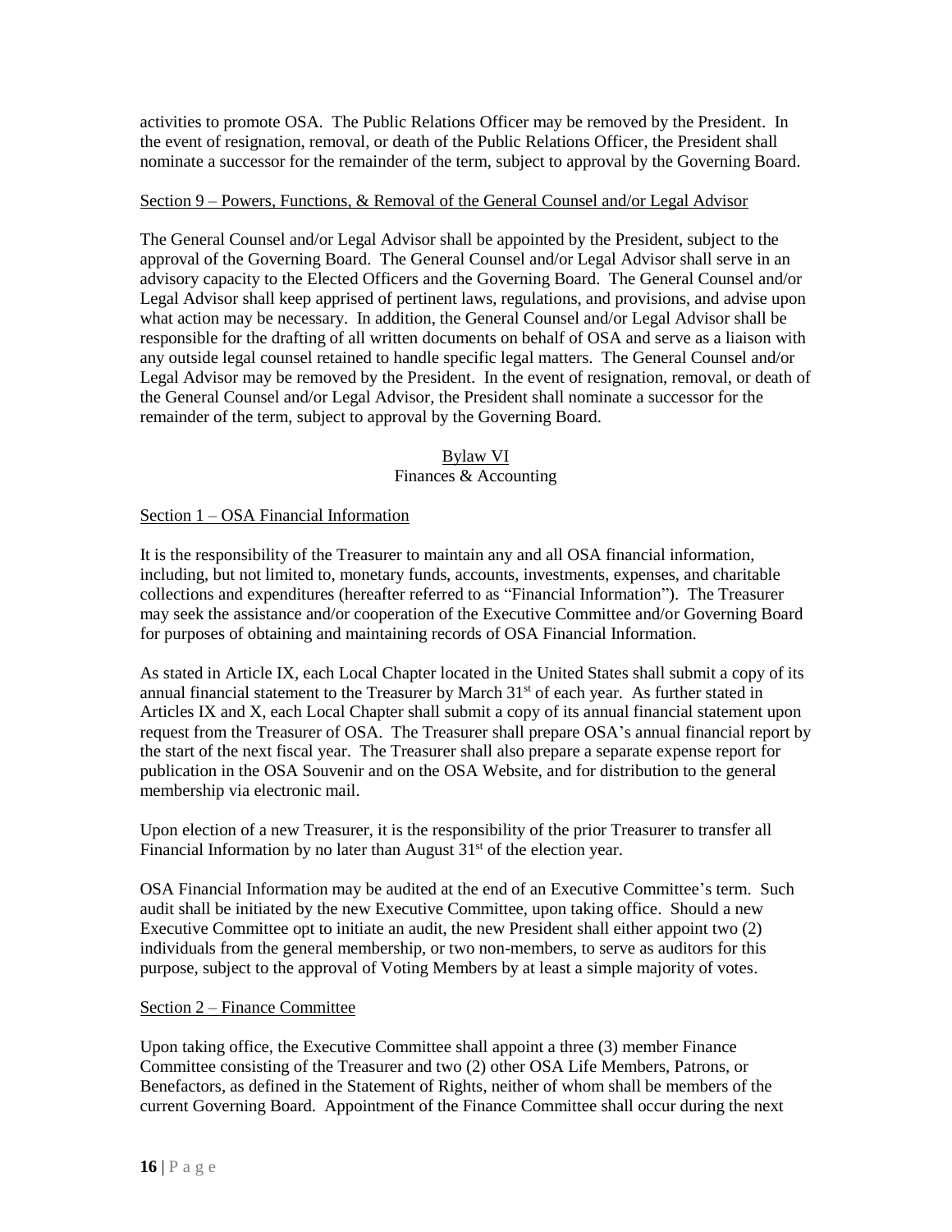activities to promote OSA. The Public Relations Officer may be removed by the President. In the event of resignation, removal, or death of the Public Relations Officer, the President shall nominate a successor for the remainder of the term, subject to approval by the Governing Board.

Section 9 – Powers, Functions, & Removal of the General Counsel and/or Legal Advisor

The General Counsel and/or Legal Advisor shall be appointed by the President, subject to the approval of the Governing Board. The General Counsel and/or Legal Advisor shall serve in an advisory capacity to the Elected Officers and the Governing Board. The General Counsel and/or Legal Advisor shall keep apprised of pertinent laws, regulations, and provisions, and advise upon what action may be necessary. In addition, the General Counsel and/or Legal Advisor shall be responsible for the drafting of all written documents on behalf of OSA and serve as a liaison with any outside legal counsel retained to handle specific legal matters. The General Counsel and/or Legal Advisor may be removed by the President. In the event of resignation, removal, or death of the General Counsel and/or Legal Advisor, the President shall nominate a successor for the remainder of the term, subject to approval by the Governing Board.

## Bylaw VI
## Finances & Accounting

Section 1 – OSA Financial Information

It is the responsibility of the Treasurer to maintain any and all OSA financial information, including, but not limited to, monetary funds, accounts, investments, expenses, and charitable collections and expenditures (hereafter referred to as "Financial Information"). The Treasurer may seek the assistance and/or cooperation of the Executive Committee and/or Governing Board for purposes of obtaining and maintaining records of OSA Financial Information.

As stated in Article IX, each Local Chapter located in the United States shall submit a copy of its annual financial statement to the Treasurer by March 31st of each year. As further stated in Articles IX and X, each Local Chapter shall submit a copy of its annual financial statement upon request from the Treasurer of OSA. The Treasurer shall prepare OSA's annual financial report by the start of the next fiscal year. The Treasurer shall also prepare a separate expense report for publication in the OSA Souvenir and on the OSA Website, and for distribution to the general membership via electronic mail.

Upon election of a new Treasurer, it is the responsibility of the prior Treasurer to transfer all Financial Information by no later than August 31st of the election year.

OSA Financial Information may be audited at the end of an Executive Committee's term. Such audit shall be initiated by the new Executive Committee, upon taking office. Should a new Executive Committee opt to initiate an audit, the new President shall either appoint two (2) individuals from the general membership, or two non-members, to serve as auditors for this purpose, subject to the approval of Voting Members by at least a simple majority of votes.

Section 2 – Finance Committee

Upon taking office, the Executive Committee shall appoint a three (3) member Finance Committee consisting of the Treasurer and two (2) other OSA Life Members, Patrons, or Benefactors, as defined in the Statement of Rights, neither of whom shall be members of the current Governing Board. Appointment of the Finance Committee shall occur during the next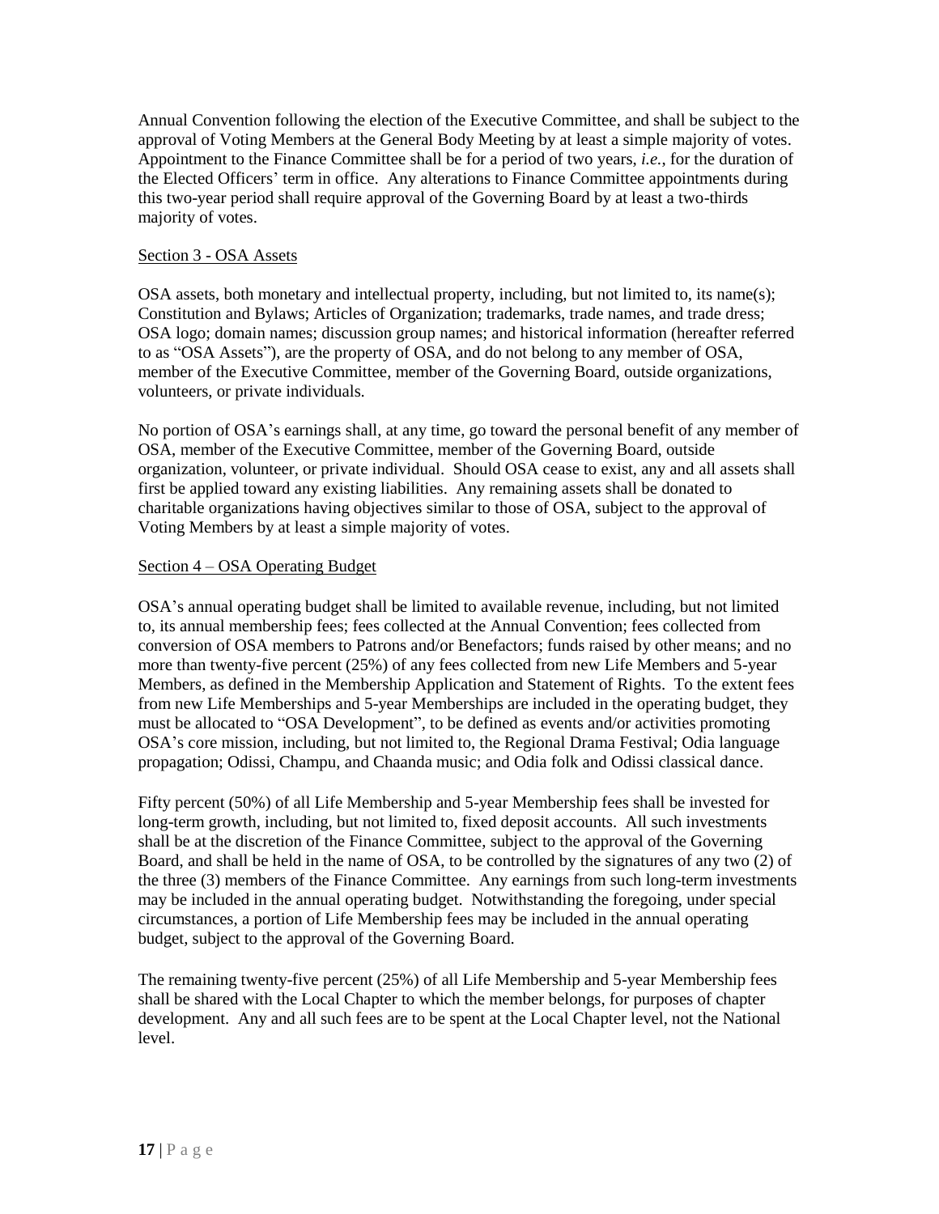Annual Convention following the election of the Executive Committee, and shall be subject to the approval of Voting Members at the General Body Meeting by at least a simple majority of votes. Appointment to the Finance Committee shall be for a period of two years, *i.e.*, for the duration of the Elected Officers' term in office. Any alterations to Finance Committee appointments during this two-year period shall require approval of the Governing Board by at least a two-thirds majority of votes.

Section 3 - OSA Assets

OSA assets, both monetary and intellectual property, including, but not limited to, its name(s); Constitution and Bylaws; Articles of Organization; trademarks, trade names, and trade dress; OSA logo; domain names; discussion group names; and historical information (hereafter referred to as "OSA Assets"), are the property of OSA, and do not belong to any member of OSA, member of the Executive Committee, member of the Governing Board, outside organizations, volunteers, or private individuals.

No portion of OSA's earnings shall, at any time, go toward the personal benefit of any member of OSA, member of the Executive Committee, member of the Governing Board, outside organization, volunteer, or private individual. Should OSA cease to exist, any and all assets shall first be applied toward any existing liabilities. Any remaining assets shall be donated to charitable organizations having objectives similar to those of OSA, subject to the approval of Voting Members by at least a simple majority of votes.

Section 4 – OSA Operating Budget

OSA's annual operating budget shall be limited to available revenue, including, but not limited to, its annual membership fees; fees collected at the Annual Convention; fees collected from conversion of OSA members to Patrons and/or Benefactors; funds raised by other means; and no more than twenty-five percent (25%) of any fees collected from new Life Members and 5-year Members, as defined in the Membership Application and Statement of Rights. To the extent fees from new Life Memberships and 5-year Memberships are included in the operating budget, they must be allocated to "OSA Development", to be defined as events and/or activities promoting OSA's core mission, including, but not limited to, the Regional Drama Festival; Odia language propagation; Odissi, Champu, and Chaanda music; and Odia folk and Odissi classical dance.

Fifty percent (50%) of all Life Membership and 5-year Membership fees shall be invested for long-term growth, including, but not limited to, fixed deposit accounts. All such investments shall be at the discretion of the Finance Committee, subject to the approval of the Governing Board, and shall be held in the name of OSA, to be controlled by the signatures of any two (2) of the three (3) members of the Finance Committee. Any earnings from such long-term investments may be included in the annual operating budget. Notwithstanding the foregoing, under special circumstances, a portion of Life Membership fees may be included in the annual operating budget, subject to the approval of the Governing Board.

The remaining twenty-five percent (25%) of all Life Membership and 5-year Membership fees shall be shared with the Local Chapter to which the member belongs, for purposes of chapter development. Any and all such fees are to be spent at the Local Chapter level, not the National level.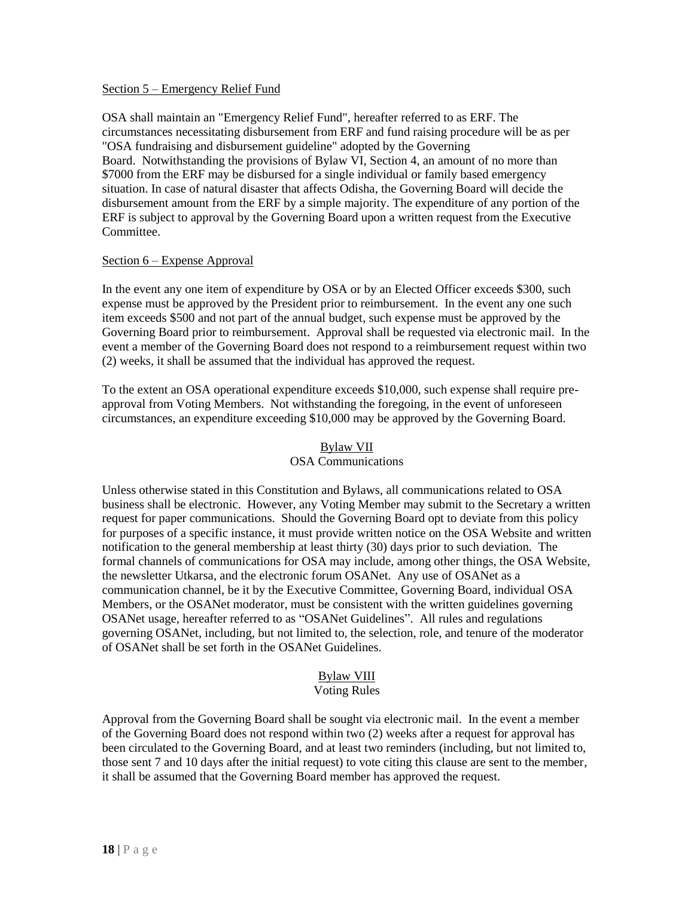Section 5 – Emergency Relief Fund

OSA shall maintain an "Emergency Relief Fund", hereafter referred to as ERF. The circumstances necessitating disbursement from ERF and fund raising procedure will be as per "OSA fundraising and disbursement guideline" adopted by the Governing Board. Notwithstanding the provisions of Bylaw VI, Section 4, an amount of no more than \$7000 from the ERF may be disbursed for a single individual or family based emergency situation. In case of natural disaster that affects Odisha, the Governing Board will decide the disbursement amount from the ERF by a simple majority. The expenditure of any portion of the ERF is subject to approval by the Governing Board upon a written request from the Executive Committee.

Section 6 – Expense Approval

In the event any one item of expenditure by OSA or by an Elected Officer exceeds \$300, such expense must be approved by the President prior to reimbursement. In the event any one such item exceeds \$500 and not part of the annual budget, such expense must be approved by the Governing Board prior to reimbursement. Approval shall be requested via electronic mail. In the event a member of the Governing Board does not respond to a reimbursement request within two (2) weeks, it shall be assumed that the individual has approved the request.

To the extent an OSA operational expenditure exceeds \$10,000, such expense shall require pre-approval from Voting Members. Not withstanding the foregoing, in the event of unforeseen circumstances, an expenditure exceeding \$10,000 may be approved by the Governing Board.

## Bylaw VII
## OSA Communications

Unless otherwise stated in this Constitution and Bylaws, all communications related to OSA business shall be electronic. However, any Voting Member may submit to the Secretary a written request for paper communications. Should the Governing Board opt to deviate from this policy for purposes of a specific instance, it must provide written notice on the OSA Website and written notification to the general membership at least thirty (30) days prior to such deviation. The formal channels of communications for OSA may include, among other things, the OSA Website, the newsletter Utkarsa, and the electronic forum OSANet. Any use of OSANet as a communication channel, be it by the Executive Committee, Governing Board, individual OSA Members, or the OSANet moderator, must be consistent with the written guidelines governing OSANet usage, hereafter referred to as "OSANet Guidelines". All rules and regulations governing OSANet, including, but not limited to, the selection, role, and tenure of the moderator of OSANet shall be set forth in the OSANet Guidelines.

## Bylaw VIII
## Voting Rules

Approval from the Governing Board shall be sought via electronic mail. In the event a member of the Governing Board does not respond within two (2) weeks after a request for approval has been circulated to the Governing Board, and at least two reminders (including, but not limited to, those sent 7 and 10 days after the initial request) to vote citing this clause are sent to the member, it shall be assumed that the Governing Board member has approved the request.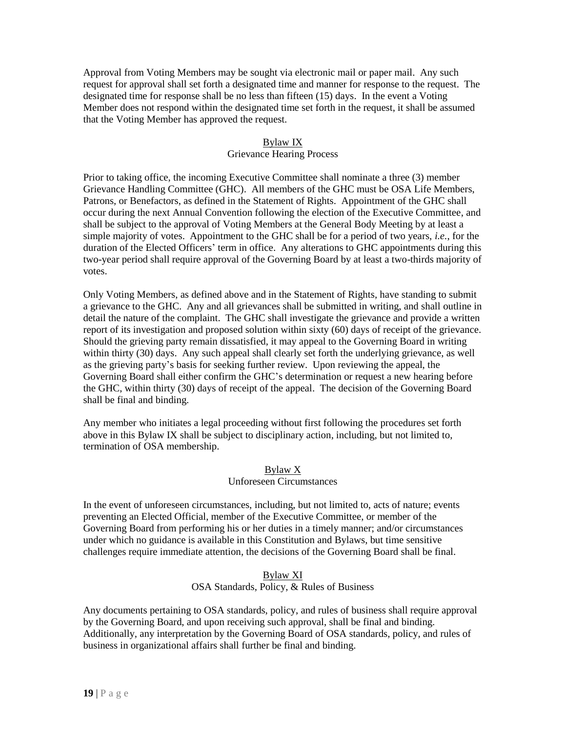Approval from Voting Members may be sought via electronic mail or paper mail. Any such request for approval shall set forth a designated time and manner for response to the request. The designated time for response shall be no less than fifteen (15) days. In the event a Voting Member does not respond within the designated time set forth in the request, it shall be assumed that the Voting Member has approved the request.

## Bylaw IX
### Grievance Hearing Process

Prior to taking office, the incoming Executive Committee shall nominate a three (3) member Grievance Handling Committee (GHC). All members of the GHC must be OSA Life Members, Patrons, or Benefactors, as defined in the Statement of Rights. Appointment of the GHC shall occur during the next Annual Convention following the election of the Executive Committee, and shall be subject to the approval of Voting Members at the General Body Meeting by at least a simple majority of votes. Appointment to the GHC shall be for a period of two years, *i.e.*, for the duration of the Elected Officers' term in office. Any alterations to GHC appointments during this two-year period shall require approval of the Governing Board by at least a two-thirds majority of votes.

Only Voting Members, as defined above and in the Statement of Rights, have standing to submit a grievance to the GHC. Any and all grievances shall be submitted in writing, and shall outline in detail the nature of the complaint. The GHC shall investigate the grievance and provide a written report of its investigation and proposed solution within sixty (60) days of receipt of the grievance. Should the grieving party remain dissatisfied, it may appeal to the Governing Board in writing within thirty (30) days. Any such appeal shall clearly set forth the underlying grievance, as well as the grieving party's basis for seeking further review. Upon reviewing the appeal, the Governing Board shall either confirm the GHC's determination or request a new hearing before the GHC, within thirty (30) days of receipt of the appeal. The decision of the Governing Board shall be final and binding.

Any member who initiates a legal proceeding without first following the procedures set forth above in this Bylaw IX shall be subject to disciplinary action, including, but not limited to, termination of OSA membership.

## Bylaw X
### Unforeseen Circumstances

In the event of unforeseen circumstances, including, but not limited to, acts of nature; events preventing an Elected Official, member of the Executive Committee, or member of the Governing Board from performing his or her duties in a timely manner; and/or circumstances under which no guidance is available in this Constitution and Bylaws, but time sensitive challenges require immediate attention, the decisions of the Governing Board shall be final.

## Bylaw XI
### OSA Standards, Policy, & Rules of Business

Any documents pertaining to OSA standards, policy, and rules of business shall require approval by the Governing Board, and upon receiving such approval, shall be final and binding. Additionally, any interpretation by the Governing Board of OSA standards, policy, and rules of business in organizational affairs shall further be final and binding.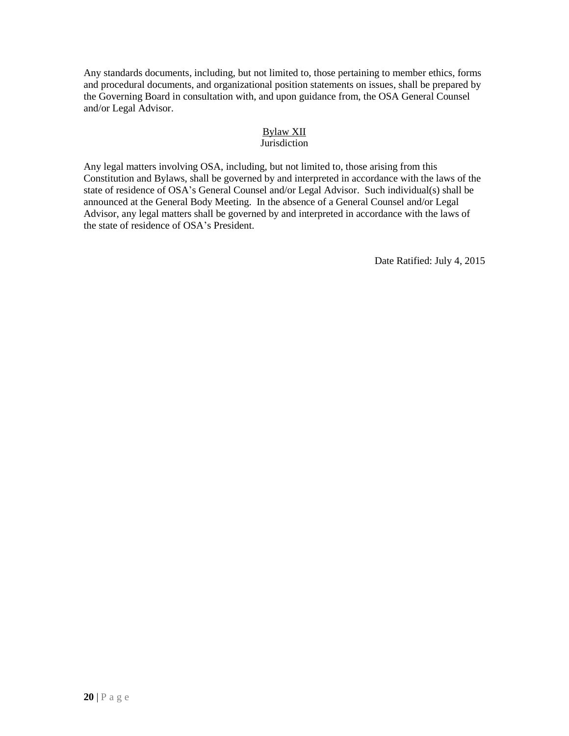Any standards documents, including, but not limited to, those pertaining to member ethics, forms and procedural documents, and organizational position statements on issues, shall be prepared by the Governing Board in consultation with, and upon guidance from, the OSA General Counsel and/or Legal Advisor.

## Bylaw XII
### Jurisdiction

Any legal matters involving OSA, including, but not limited to, those arising from this Constitution and Bylaws, shall be governed by and interpreted in accordance with the laws of the state of residence of OSA's General Counsel and/or Legal Advisor. Such individual(s) shall be announced at the General Body Meeting. In the absence of a General Counsel and/or Legal Advisor, any legal matters shall be governed by and interpreted in accordance with the laws of the state of residence of OSA's President.

Date Ratified: July 4, 2015